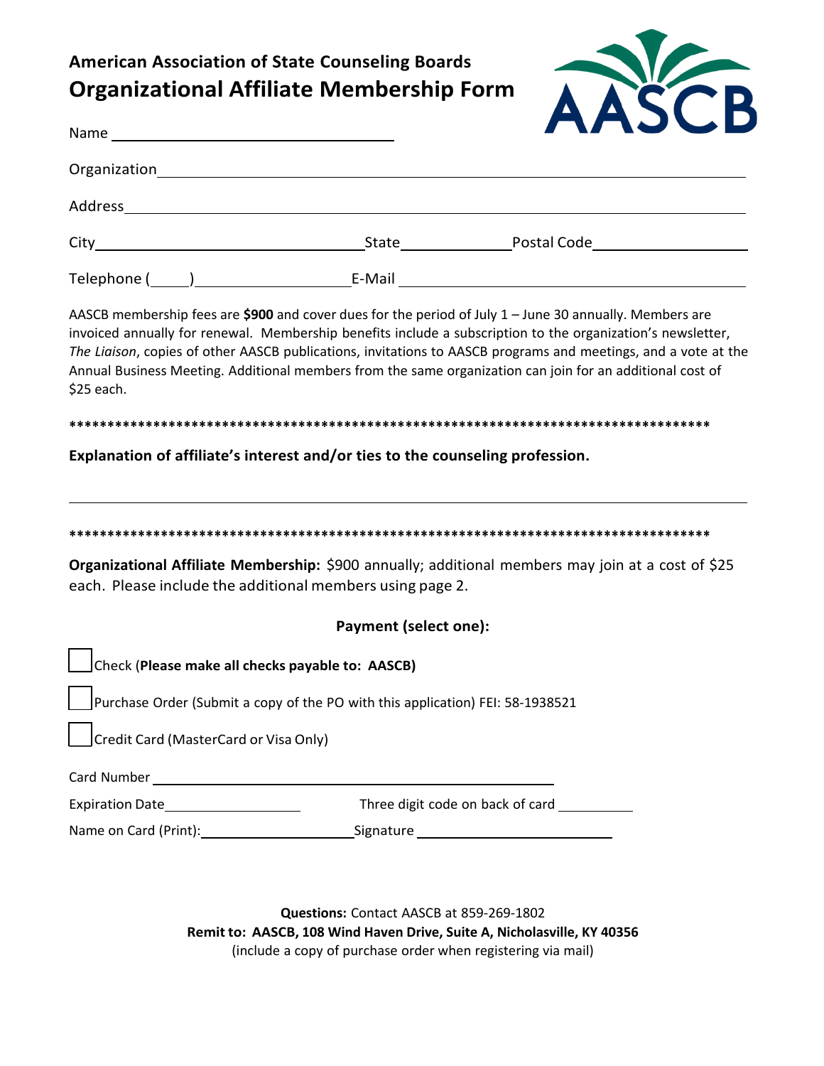# American Association of State Counseling Boards
## Organizational Affiliate Membership Form

Name ____________________________________

Organization ____________________________________________________________________________

Address ________________________________________________________________________________

City ________________________________ State ____________ Postal Code __________________

Telephone (____) __________________ E-Mail ______________________________________

AASCB membership fees are **$900** and cover dues for the period of July 1 – June 30 annually. Members are invoiced annually for renewal. Membership benefits include a subscription to the organization's newsletter, *The Liaison*, copies of other AASCB publications, invitations to AASCB programs and meetings, and a vote at the Annual Business Meeting. Additional members from the same organization can join for an additional cost of $25 each.

****************************************************************************************

**Explanation of affiliate's interest and/or ties to the counseling profession.**

________________________________________________________________________________________

****************************************************************************************

**Organizational Affiliate Membership:** $900 annually; additional members may join at a cost of $25 each. Please include the additional members using page 2.

**Payment (select one):**

☐ Check (**Please make all checks payable to: AASCB)**

☐ Purchase Order (Submit a copy of the PO with this application) FEI: 58-1938521

☐ Credit Card (MasterCard or Visa Only)

Card Number ________________________________________________

Expiration Date __________________ Three digit code on back of card __________

Name on Card (Print): ____________________ Signature __________________________

**Questions:** Contact AASCB at 859-269-1802

**Remit to: AASCB, 108 Wind Haven Drive, Suite A, Nicholasville, KY 40356**

(include a copy of purchase order when registering via mail)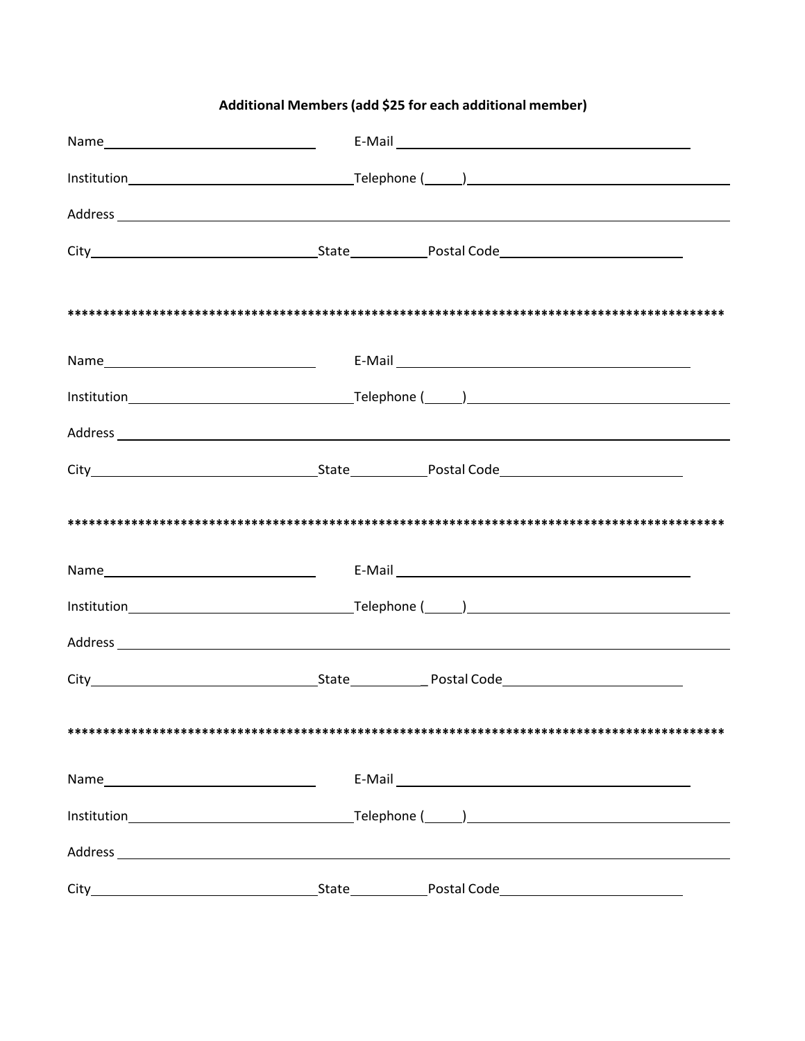**Additional Members (add $25 for each additional member)**

Name\_\_\_\_\_\_\_\_\_\_\_\_\_\_\_\_\_\_\_\_\_\_\_\_\_\_\_\_\_\_ E-Mail \_\_\_\_\_\_\_\_\_\_\_\_\_\_\_\_\_\_\_\_\_\_\_\_\_\_\_\_\_\_\_\_\_\_\_\_\_\_\_\_\_\_

Institution\_\_\_\_\_\_\_\_\_\_\_\_\_\_\_\_\_\_\_\_\_\_\_\_\_\_\_\_\_\_\_\_Telephone (\_\_\_\_\_)\_\_\_\_\_\_\_\_\_\_\_\_\_\_\_\_\_\_\_\_\_\_\_\_\_\_\_\_\_\_\_\_\_\_\_\_

Address \_\_\_\_\_\_\_\_\_\_\_\_\_\_\_\_\_\_\_\_\_\_\_\_\_\_\_\_\_\_\_\_\_\_\_\_\_\_\_\_\_\_\_\_\_\_\_\_\_\_\_\_\_\_\_\_\_\_\_\_\_\_\_\_\_\_\_\_\_\_\_\_\_\_\_\_\_\_\_\_\_\_\_\_\_\_\_\_

City\_\_\_\_\_\_\_\_\_\_\_\_\_\_\_\_\_\_\_\_\_\_\_\_\_\_\_\_\_\_\_\_State\_\_\_\_\_\_\_\_\_\_\_Postal Code\_\_\_\_\_\_\_\_\_\_\_\_\_\_\_\_\_\_\_\_\_\_\_\_\_\_

**\*\*\*\*\*\*\*\*\*\*\*\*\*\*\*\*\*\*\*\*\*\*\*\*\*\*\*\*\*\*\*\*\*\*\*\*\*\*\*\*\*\*\*\*\*\*\*\*\*\*\*\*\*\*\*\*\*\*\*\*\*\*\*\*\*\*\*\*\*\*\*\*\*\*\*\*\*\*\*\*\*\*\*\*\*\*\*\*\*\*\*\*\*\***

Name\_\_\_\_\_\_\_\_\_\_\_\_\_\_\_\_\_\_\_\_\_\_\_\_\_\_\_\_\_\_ E-Mail \_\_\_\_\_\_\_\_\_\_\_\_\_\_\_\_\_\_\_\_\_\_\_\_\_\_\_\_\_\_\_\_\_\_\_\_\_\_\_\_\_\_

Institution\_\_\_\_\_\_\_\_\_\_\_\_\_\_\_\_\_\_\_\_\_\_\_\_\_\_\_\_\_\_\_\_Telephone (\_\_\_\_\_)\_\_\_\_\_\_\_\_\_\_\_\_\_\_\_\_\_\_\_\_\_\_\_\_\_\_\_\_\_\_\_\_\_\_\_\_

Address \_\_\_\_\_\_\_\_\_\_\_\_\_\_\_\_\_\_\_\_\_\_\_\_\_\_\_\_\_\_\_\_\_\_\_\_\_\_\_\_\_\_\_\_\_\_\_\_\_\_\_\_\_\_\_\_\_\_\_\_\_\_\_\_\_\_\_\_\_\_\_\_\_\_\_\_\_\_\_\_\_\_\_\_\_\_\_\_

City\_\_\_\_\_\_\_\_\_\_\_\_\_\_\_\_\_\_\_\_\_\_\_\_\_\_\_\_\_\_\_\_State\_\_\_\_\_\_\_\_\_\_\_Postal Code\_\_\_\_\_\_\_\_\_\_\_\_\_\_\_\_\_\_\_\_\_\_\_\_\_\_

**\*\*\*\*\*\*\*\*\*\*\*\*\*\*\*\*\*\*\*\*\*\*\*\*\*\*\*\*\*\*\*\*\*\*\*\*\*\*\*\*\*\*\*\*\*\*\*\*\*\*\*\*\*\*\*\*\*\*\*\*\*\*\*\*\*\*\*\*\*\*\*\*\*\*\*\*\*\*\*\*\*\*\*\*\*\*\*\*\*\*\*\*\*\***

Name\_\_\_\_\_\_\_\_\_\_\_\_\_\_\_\_\_\_\_\_\_\_\_\_\_\_\_\_\_\_ E-Mail \_\_\_\_\_\_\_\_\_\_\_\_\_\_\_\_\_\_\_\_\_\_\_\_\_\_\_\_\_\_\_\_\_\_\_\_\_\_\_\_\_\_

Institution\_\_\_\_\_\_\_\_\_\_\_\_\_\_\_\_\_\_\_\_\_\_\_\_\_\_\_\_\_\_\_\_Telephone (\_\_\_\_\_)\_\_\_\_\_\_\_\_\_\_\_\_\_\_\_\_\_\_\_\_\_\_\_\_\_\_\_\_\_\_\_\_\_\_\_\_

Address \_\_\_\_\_\_\_\_\_\_\_\_\_\_\_\_\_\_\_\_\_\_\_\_\_\_\_\_\_\_\_\_\_\_\_\_\_\_\_\_\_\_\_\_\_\_\_\_\_\_\_\_\_\_\_\_\_\_\_\_\_\_\_\_\_\_\_\_\_\_\_\_\_\_\_\_\_\_\_\_\_\_\_\_\_\_\_\_

City\_\_\_\_\_\_\_\_\_\_\_\_\_\_\_\_\_\_\_\_\_\_\_\_\_\_\_\_\_\_\_\_State\_\_\_\_\_\_\_\_\_\_\_ Postal Code\_\_\_\_\_\_\_\_\_\_\_\_\_\_\_\_\_\_\_\_\_\_\_\_\_\_

**\*\*\*\*\*\*\*\*\*\*\*\*\*\*\*\*\*\*\*\*\*\*\*\*\*\*\*\*\*\*\*\*\*\*\*\*\*\*\*\*\*\*\*\*\*\*\*\*\*\*\*\*\*\*\*\*\*\*\*\*\*\*\*\*\*\*\*\*\*\*\*\*\*\*\*\*\*\*\*\*\*\*\*\*\*\*\*\*\*\*\*\*\*\***

Name\_\_\_\_\_\_\_\_\_\_\_\_\_\_\_\_\_\_\_\_\_\_\_\_\_\_\_\_\_\_ E-Mail \_\_\_\_\_\_\_\_\_\_\_\_\_\_\_\_\_\_\_\_\_\_\_\_\_\_\_\_\_\_\_\_\_\_\_\_\_\_\_\_\_\_

Institution\_\_\_\_\_\_\_\_\_\_\_\_\_\_\_\_\_\_\_\_\_\_\_\_\_\_\_\_\_\_\_\_Telephone (\_\_\_\_\_)\_\_\_\_\_\_\_\_\_\_\_\_\_\_\_\_\_\_\_\_\_\_\_\_\_\_\_\_\_\_\_\_\_\_\_\_

Address \_\_\_\_\_\_\_\_\_\_\_\_\_\_\_\_\_\_\_\_\_\_\_\_\_\_\_\_\_\_\_\_\_\_\_\_\_\_\_\_\_\_\_\_\_\_\_\_\_\_\_\_\_\_\_\_\_\_\_\_\_\_\_\_\_\_\_\_\_\_\_\_\_\_\_\_\_\_\_\_\_\_\_\_\_\_\_\_

City\_\_\_\_\_\_\_\_\_\_\_\_\_\_\_\_\_\_\_\_\_\_\_\_\_\_\_\_\_\_\_\_State\_\_\_\_\_\_\_\_\_\_\_Postal Code\_\_\_\_\_\_\_\_\_\_\_\_\_\_\_\_\_\_\_\_\_\_\_\_\_\_